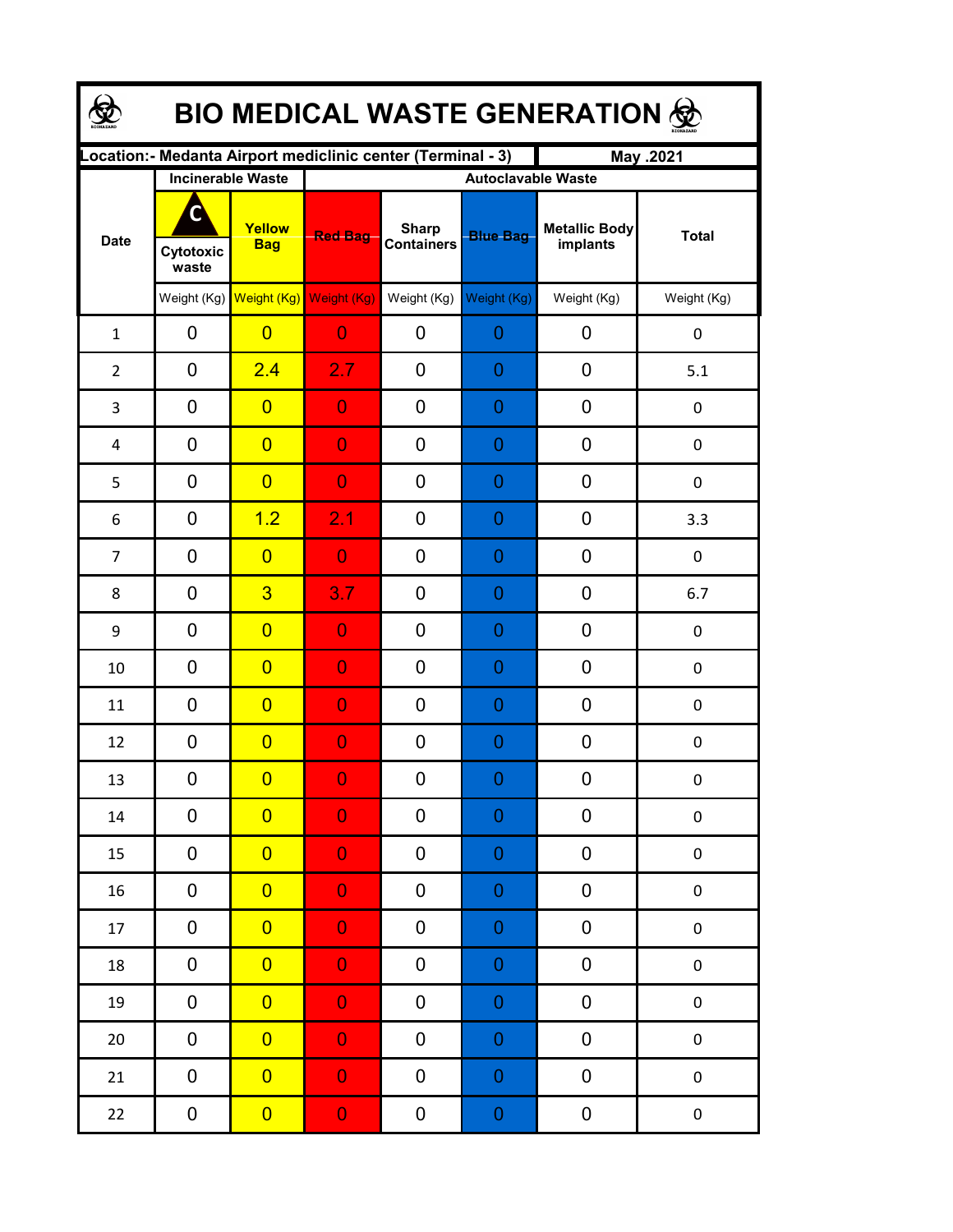# BIO MEDICAL WASTE GENERATION

| Location:- Medanta Airport mediclinic center (Terminal - 3) | | | | | | | May .2021 |
|---|---|---|---|---|---|---|---|
| Date | Incinerable Waste | | Autoclavable Waste | | | | |
| | C Cytotoxic waste | Yellow Bag | Red Bag | Sharp Containers | Blue Bag | Metallic Body implants | Total |
| | Weight (Kg) | Weight (Kg) | Weight (Kg) | Weight (Kg) | Weight (Kg) | Weight (Kg) | Weight (Kg) |
| 1 | 0 | 0 | 0 | 0 | 0 | 0 | 0 |
| 2 | 0 | 2.4 | 2.7 | 0 | 0 | 0 | 5.1 |
| 3 | 0 | 0 | 0 | 0 | 0 | 0 | 0 |
| 4 | 0 | 0 | 0 | 0 | 0 | 0 | 0 |
| 5 | 0 | 0 | 0 | 0 | 0 | 0 | 0 |
| 6 | 0 | 1.2 | 2.1 | 0 | 0 | 0 | 3.3 |
| 7 | 0 | 0 | 0 | 0 | 0 | 0 | 0 |
| 8 | 0 | 3 | 3.7 | 0 | 0 | 0 | 6.7 |
| 9 | 0 | 0 | 0 | 0 | 0 | 0 | 0 |
| 10 | 0 | 0 | 0 | 0 | 0 | 0 | 0 |
| 11 | 0 | 0 | 0 | 0 | 0 | 0 | 0 |
| 12 | 0 | 0 | 0 | 0 | 0 | 0 | 0 |
| 13 | 0 | 0 | 0 | 0 | 0 | 0 | 0 |
| 14 | 0 | 0 | 0 | 0 | 0 | 0 | 0 |
| 15 | 0 | 0 | 0 | 0 | 0 | 0 | 0 |
| 16 | 0 | 0 | 0 | 0 | 0 | 0 | 0 |
| 17 | 0 | 0 | 0 | 0 | 0 | 0 | 0 |
| 18 | 0 | 0 | 0 | 0 | 0 | 0 | 0 |
| 19 | 0 | 0 | 0 | 0 | 0 | 0 | 0 |
| 20 | 0 | 0 | 0 | 0 | 0 | 0 | 0 |
| 21 | 0 | 0 | 0 | 0 | 0 | 0 | 0 |
| 22 | 0 | 0 | 0 | 0 | 0 | 0 | 0 |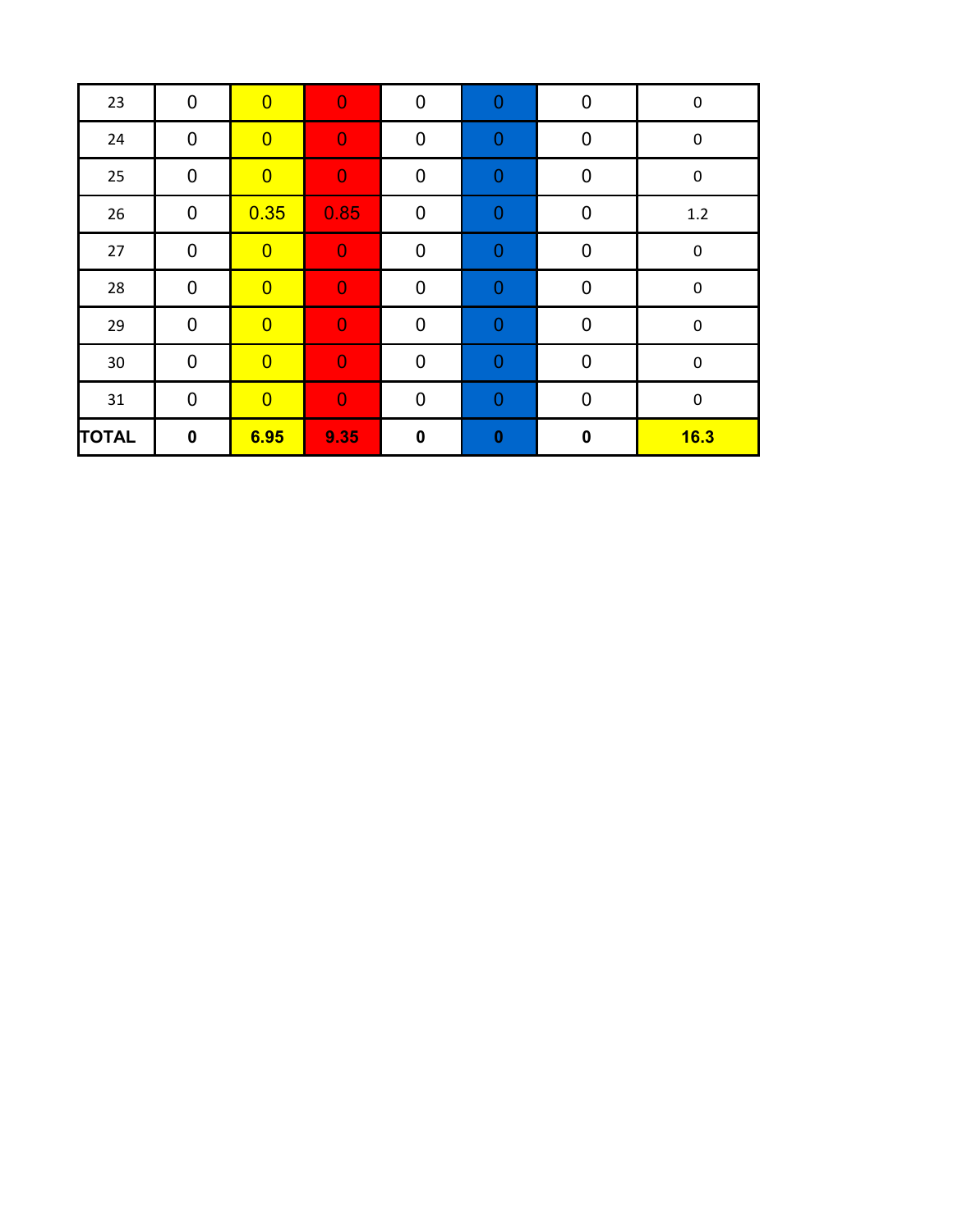| | | | | | | | |
|---|---|---|---|---|---|---|---|
| 23 | 0 | 0 | 0 | 0 | 0 | 0 | 0 |
| 24 | 0 | 0 | 0 | 0 | 0 | 0 | 0 |
| 25 | 0 | 0 | 0 | 0 | 0 | 0 | 0 |
| 26 | 0 | 0.35 | 0.85 | 0 | 0 | 0 | 1.2 |
| 27 | 0 | 0 | 0 | 0 | 0 | 0 | 0 |
| 28 | 0 | 0 | 0 | 0 | 0 | 0 | 0 |
| 29 | 0 | 0 | 0 | 0 | 0 | 0 | 0 |
| 30 | 0 | 0 | 0 | 0 | 0 | 0 | 0 |
| 31 | 0 | 0 | 0 | 0 | 0 | 0 | 0 |
| **TOTAL** | **0** | **6.95** | **9.35** | **0** | **0** | **0** | **16.3** |